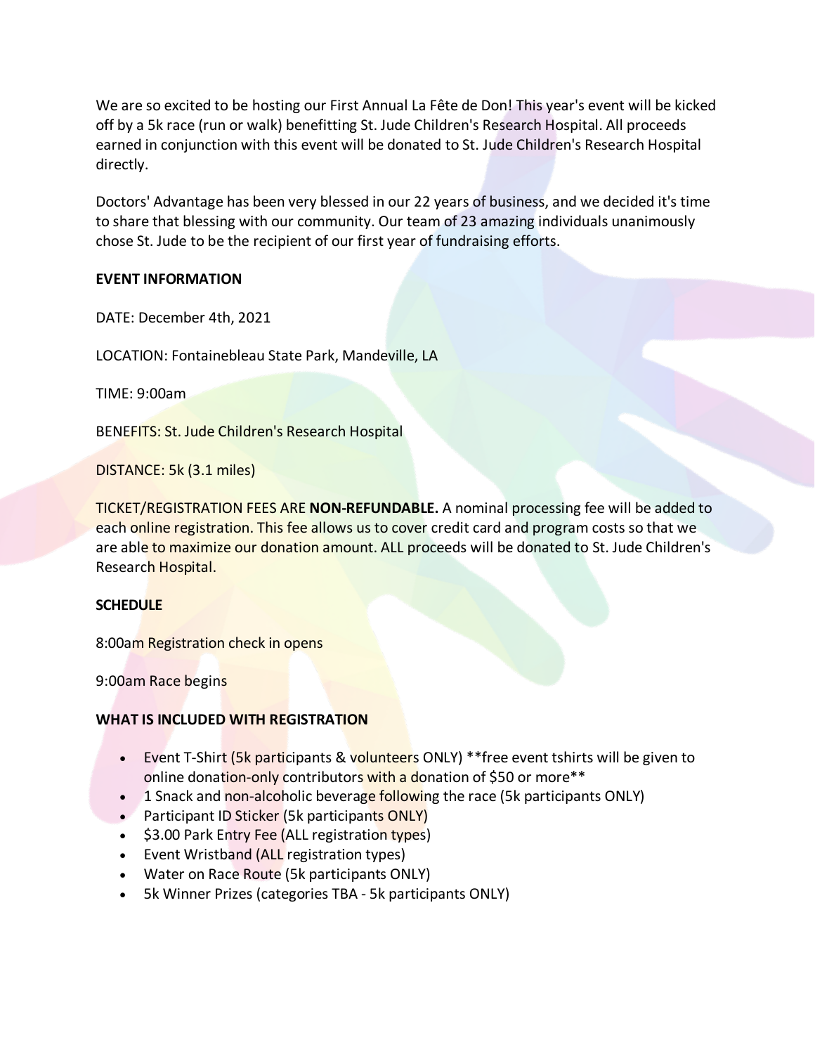We are so excited to be hosting our First Annual La Fête de Don! This year's event will be kicked off by a 5k race (run or walk) benefitting St. Jude Children's Research Hospital. All proceeds earned in conjunction with this event will be donated to St. Jude Children's Research Hospital directly.

Doctors' Advantage has been very blessed in our 22 years of business, and we decided it's time to share that blessing with our community. Our team of 23 amazing individuals unanimously chose St. Jude to be the recipient of our first year of fundraising efforts.

**EVENT INFORMATION**

DATE: December 4th, 2021

LOCATION: Fontainebleau State Park, Mandeville, LA

TIME: 9:00am

BENEFITS: St. Jude Children's Research Hospital

DISTANCE: 5k (3.1 miles)

TICKET/REGISTRATION FEES ARE **NON-REFUNDABLE.** A nominal processing fee will be added to each online registration. This fee allows us to cover credit card and program costs so that we are able to maximize our donation amount. ALL proceeds will be donated to St. Jude Children's Research Hospital.

**SCHEDULE**

8:00am Registration check in opens

9:00am Race begins

**WHAT IS INCLUDED WITH REGISTRATION**

- Event T-Shirt (5k participants & volunteers ONLY) **free event tshirts will be given to online donation-only contributors with a donation of $50 or more**
- 1 Snack and non-alcoholic beverage following the race (5k participants ONLY)
- Participant ID Sticker (5k participants ONLY)
- $3.00 Park Entry Fee (ALL registration types)
- Event Wristband (ALL registration types)
- Water on Race Route (5k participants ONLY)
- 5k Winner Prizes (categories TBA - 5k participants ONLY)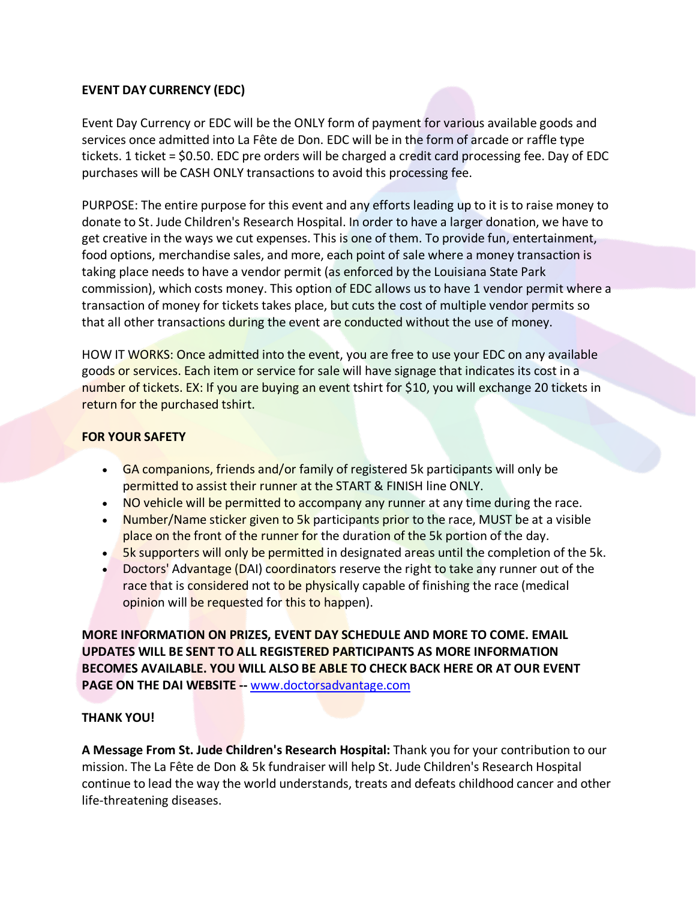**EVENT DAY CURRENCY (EDC)**

Event Day Currency or EDC will be the ONLY form of payment for various available goods and services once admitted into La Fête de Don. EDC will be in the form of arcade or raffle type tickets. 1 ticket = $0.50. EDC pre orders will be charged a credit card processing fee. Day of EDC purchases will be CASH ONLY transactions to avoid this processing fee.

PURPOSE: The entire purpose for this event and any efforts leading up to it is to raise money to donate to St. Jude Children's Research Hospital. In order to have a larger donation, we have to get creative in the ways we cut expenses. This is one of them. To provide fun, entertainment, food options, merchandise sales, and more, each point of sale where a money transaction is taking place needs to have a vendor permit (as enforced by the Louisiana State Park commission), which costs money. This option of EDC allows us to have 1 vendor permit where a transaction of money for tickets takes place, but cuts the cost of multiple vendor permits so that all other transactions during the event are conducted without the use of money.

HOW IT WORKS: Once admitted into the event, you are free to use your EDC on any available goods or services. Each item or service for sale will have signage that indicates its cost in a number of tickets. EX: If you are buying an event tshirt for $10, you will exchange 20 tickets in return for the purchased tshirt.

**FOR YOUR SAFETY**

- GA companions, friends and/or family of registered 5k participants will only be permitted to assist their runner at the START & FINISH line ONLY.
- NO vehicle will be permitted to accompany any runner at any time during the race.
- Number/Name sticker given to 5k participants prior to the race, MUST be at a visible place on the front of the runner for the duration of the 5k portion of the day.
- 5k supporters will only be permitted in designated areas until the completion of the 5k.
- Doctors' Advantage (DAI) coordinators reserve the right to take any runner out of the race that is considered not to be physically capable of finishing the race (medical opinion will be requested for this to happen).

**MORE INFORMATION ON PRIZES, EVENT DAY SCHEDULE AND MORE TO COME. EMAIL UPDATES WILL BE SENT TO ALL REGISTERED PARTICIPANTS AS MORE INFORMATION BECOMES AVAILABLE. YOU WILL ALSO BE ABLE TO CHECK BACK HERE OR AT OUR EVENT PAGE ON THE DAI WEBSITE --** [www.doctorsadvantage.com](http://www.doctorsadvantage.com)

**THANK YOU!**

**A Message From St. Jude Children's Research Hospital:** Thank you for your contribution to our mission. The La Fête de Don & 5k fundraiser will help St. Jude Children's Research Hospital continue to lead the way the world understands, treats and defeats childhood cancer and other life-threatening diseases.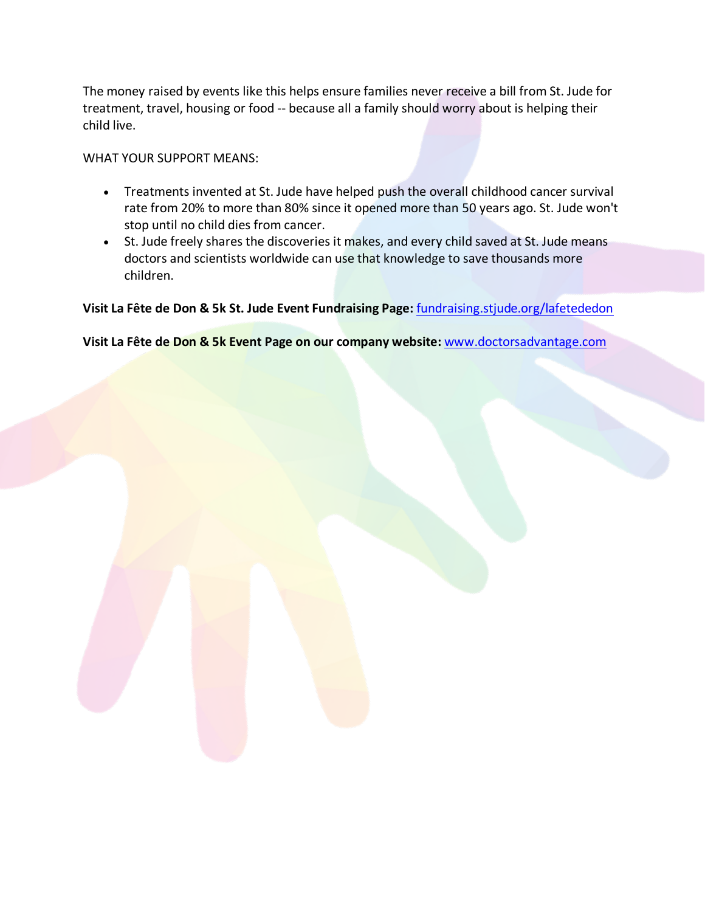The money raised by events like this helps ensure families never receive a bill from St. Jude for treatment, travel, housing or food -- because all a family should worry about is helping their child live.

WHAT YOUR SUPPORT MEANS:

- Treatments invented at St. Jude have helped push the overall childhood cancer survival rate from 20% to more than 80% since it opened more than 50 years ago. St. Jude won't stop until no child dies from cancer.
- St. Jude freely shares the discoveries it makes, and every child saved at St. Jude means doctors and scientists worldwide can use that knowledge to save thousands more children.

**Visit La Fête de Don & 5k St. Jude Event Fundraising Page:** fundraising.stjude.org/lafetededon

**Visit La Fête de Don & 5k Event Page on our company website:** www.doctorsadvantage.com